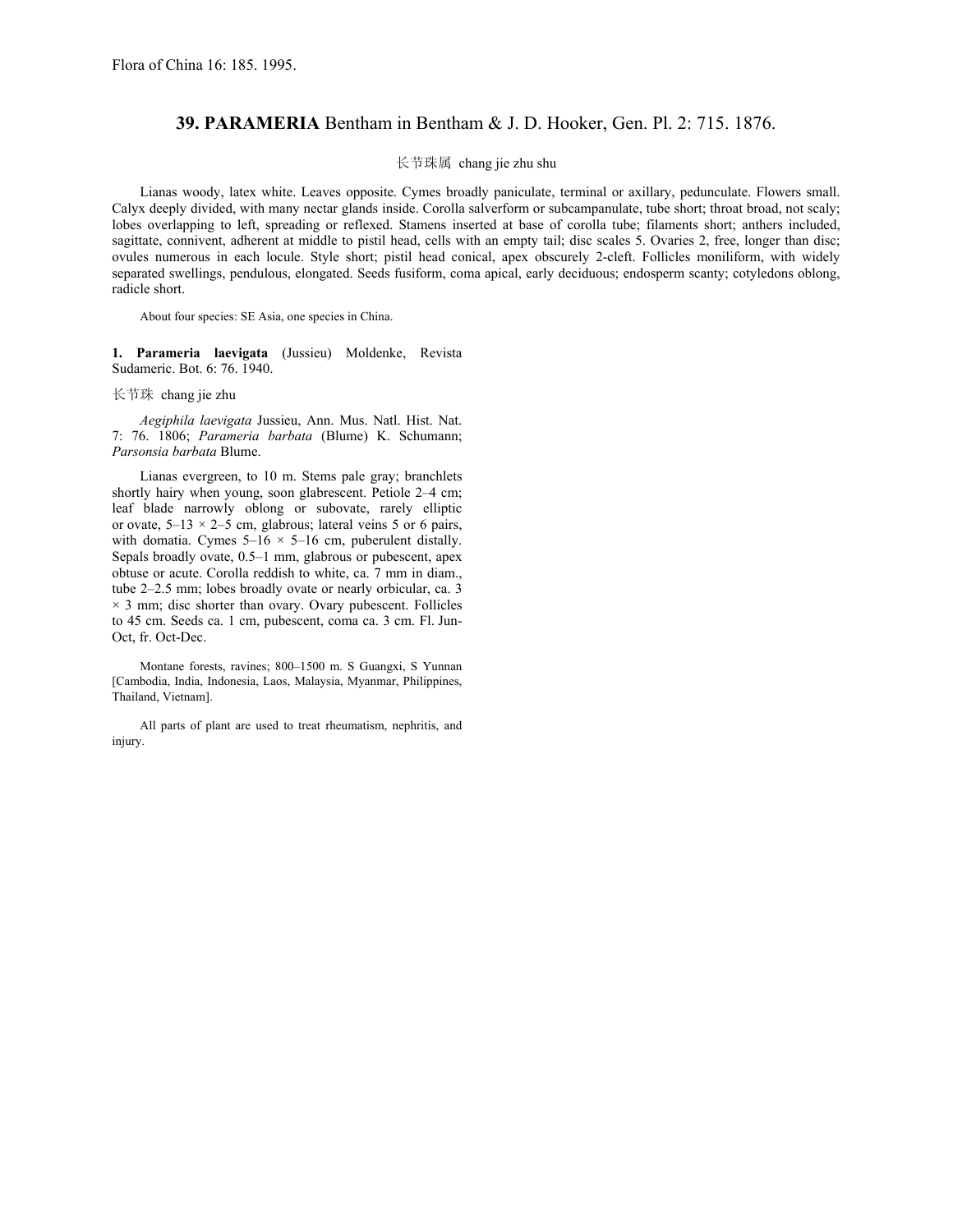Flora of China 16: 185. 1995.

# 39. PARAMERIA Bentham in Bentham & J. D. Hooker, Gen. Pl. 2: 715. 1876.

长节珠属 chang jie zhu shu

Lianas woody, latex white. Leaves opposite. Cymes broadly paniculate, terminal or axillary, pedunculate. Flowers small. Calyx deeply divided, with many nectar glands inside. Corolla salverform or subcampanulate, tube short; throat broad, not scaly; lobes overlapping to left, spreading or reflexed. Stamens inserted at base of corolla tube; filaments short; anthers included, sagittate, connivent, adherent at middle to pistil head, cells with an empty tail; disc scales 5. Ovaries 2, free, longer than disc; ovules numerous in each locule. Style short; pistil head conical, apex obscurely 2-cleft. Follicles moniliform, with widely separated swellings, pendulous, elongated. Seeds fusiform, coma apical, early deciduous; endosperm scanty; cotyledons oblong, radicle short.

About four species: SE Asia, one species in China.

**1. Parameria laevigata** (Jussieu) Moldenke, Revista Sudameric. Bot. 6: 76. 1940.

长节珠 chang jie zhu

*Aegiphila laevigata* Jussieu, Ann. Mus. Natl. Hist. Nat. 7: 76. 1806; *Parameria barbata* (Blume) K. Schumann; *Parsonsia barbata* Blume.

Lianas evergreen, to 10 m. Stems pale gray; branchlets shortly hairy when young, soon glabrescent. Petiole 2–4 cm; leaf blade narrowly oblong or subovate, rarely elliptic or ovate, 5–13 × 2–5 cm, glabrous; lateral veins 5 or 6 pairs, with domatia. Cymes 5–16 × 5–16 cm, puberulent distally. Sepals broadly ovate, 0.5–1 mm, glabrous or pubescent, apex obtuse or acute. Corolla reddish to white, ca. 7 mm in diam., tube 2–2.5 mm; lobes broadly ovate or nearly orbicular, ca. 3 × 3 mm; disc shorter than ovary. Ovary pubescent. Follicles to 45 cm. Seeds ca. 1 cm, pubescent, coma ca. 3 cm. Fl. Jun-Oct, fr. Oct-Dec.

Montane forests, ravines; 800–1500 m. S Guangxi, S Yunnan [Cambodia, India, Indonesia, Laos, Malaysia, Myanmar, Philippines, Thailand, Vietnam].

All parts of plant are used to treat rheumatism, nephritis, and injury.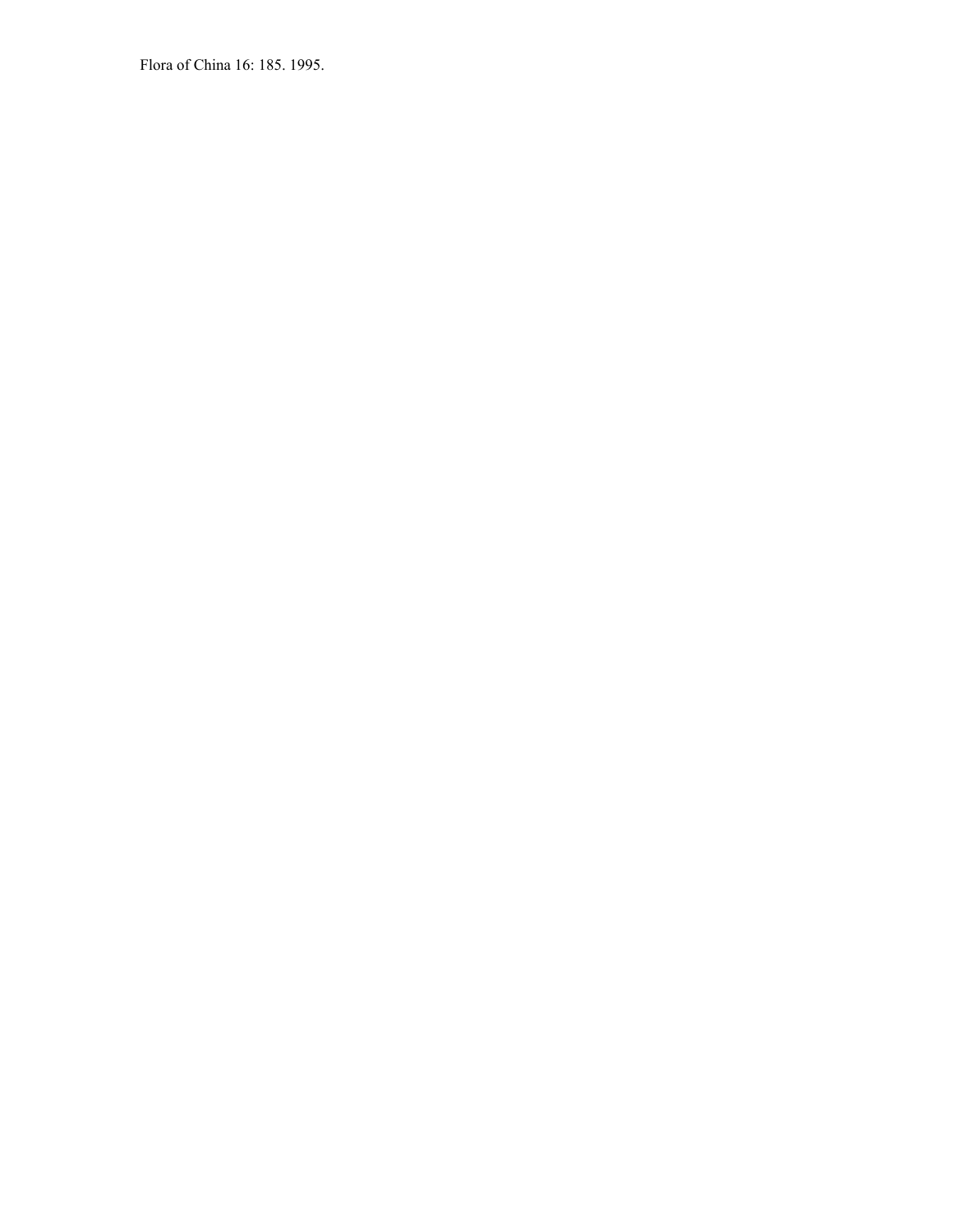Flora of China 16: 185. 1995.